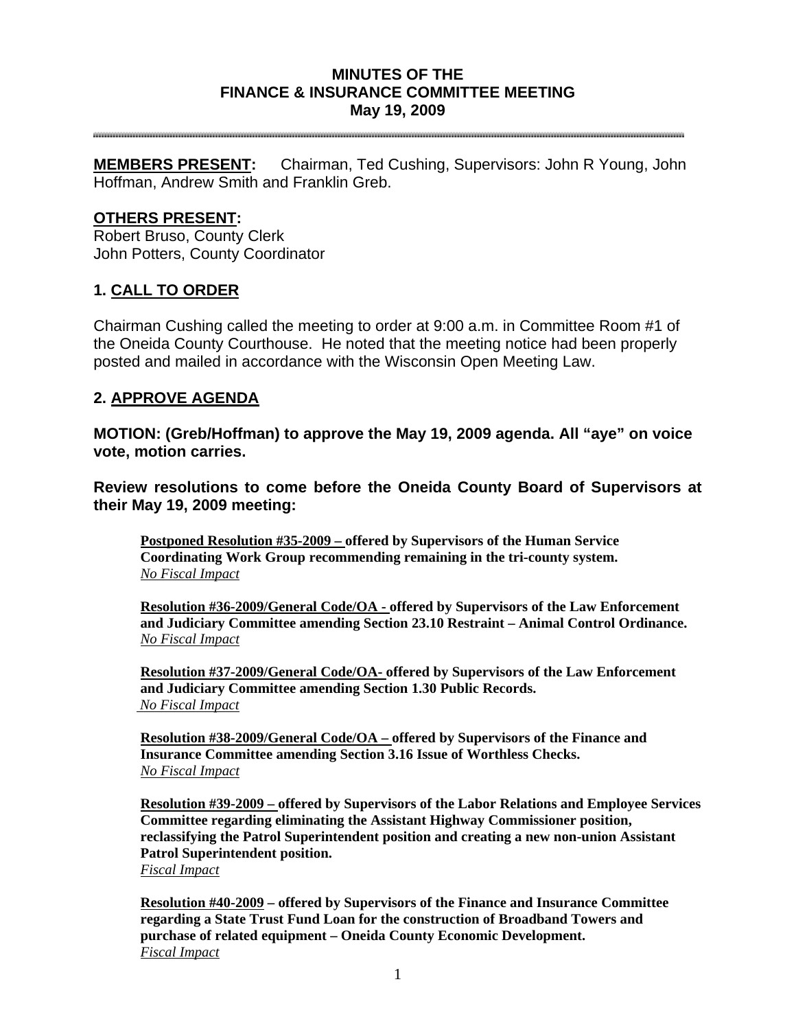# MINUTES OF THE FINANCE & INSURANCE COMMITTEE MEETING
## May 19, 2009

**MEMBERS PRESENT:** Chairman, Ted Cushing, Supervisors: John R Young, John Hoffman, Andrew Smith and Franklin Greb.

**OTHERS PRESENT:**
Robert Bruso, County Clerk
John Potters, County Coordinator

## 1. CALL TO ORDER

Chairman Cushing called the meeting to order at 9:00 a.m. in Committee Room #1 of the Oneida County Courthouse. He noted that the meeting notice had been properly posted and mailed in accordance with the Wisconsin Open Meeting Law.

## 2. APPROVE AGENDA

**MOTION: (Greb/Hoffman) to approve the May 19, 2009 agenda. All "aye" on voice vote, motion carries.**

**Review resolutions to come before the Oneida County Board of Supervisors at their May 19, 2009 meeting:**

**Postponed Resolution #35-2009 – offered by Supervisors of the Human Service Coordinating Work Group recommending remaining in the tri-county system.**
*No Fiscal Impact*

**Resolution #36-2009/General Code/OA - offered by Supervisors of the Law Enforcement and Judiciary Committee amending Section 23.10 Restraint – Animal Control Ordinance.**
*No Fiscal Impact*

**Resolution #37-2009/General Code/OA- offered by Supervisors of the Law Enforcement and Judiciary Committee amending Section 1.30 Public Records.**
*No Fiscal Impact*

**Resolution #38-2009/General Code/OA – offered by Supervisors of the Finance and Insurance Committee amending Section 3.16 Issue of Worthless Checks.**
*No Fiscal Impact*

**Resolution #39-2009 – offered by Supervisors of the Labor Relations and Employee Services Committee regarding eliminating the Assistant Highway Commissioner position, reclassifying the Patrol Superintendent position and creating a new non-union Assistant Patrol Superintendent position.**
*Fiscal Impact*

**Resolution #40-2009 – offered by Supervisors of the Finance and Insurance Committee regarding a State Trust Fund Loan for the construction of Broadband Towers and purchase of related equipment – Oneida County Economic Development.**
*Fiscal Impact*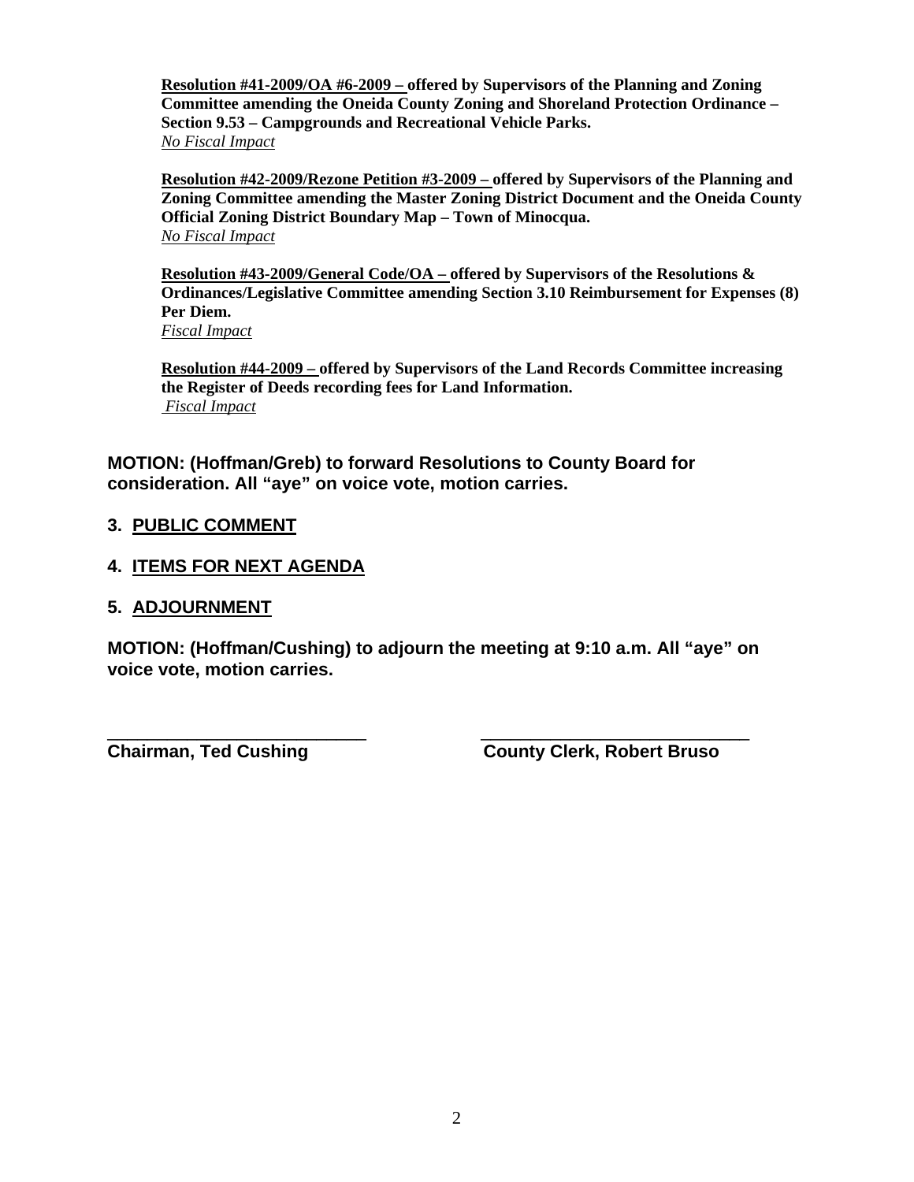**Resolution #41-2009/OA #6-2009 – offered by Supervisors of the Planning and Zoning Committee amending the Oneida County Zoning and Shoreland Protection Ordinance – Section 9.53 – Campgrounds and Recreational Vehicle Parks.**
*No Fiscal Impact*

**Resolution #42-2009/Rezone Petition #3-2009 – offered by Supervisors of the Planning and Zoning Committee amending the Master Zoning District Document and the Oneida County Official Zoning District Boundary Map – Town of Minocqua.**
*No Fiscal Impact*

**Resolution #43-2009/General Code/OA – offered by Supervisors of the Resolutions & Ordinances/Legislative Committee amending Section 3.10 Reimbursement for Expenses (8) Per Diem.**
*Fiscal Impact*

**Resolution #44-2009 – offered by Supervisors of the Land Records Committee increasing the Register of Deeds recording fees for Land Information.**
*Fiscal Impact*

**MOTION: (Hoffman/Greb) to forward Resolutions to County Board for consideration. All "aye" on voice vote, motion carries.**

## 3. PUBLIC COMMENT

## 4. ITEMS FOR NEXT AGENDA

## 5. ADJOURNMENT

**MOTION: (Hoffman/Cushing) to adjourn the meeting at 9:10 a.m. All "aye" on voice vote, motion carries.**

\_\_\_\_\_\_\_\_\_\_\_\_\_\_\_\_\_\_\_\_\_\_\_\_\_\_\_\_
**Chairman, Ted Cushing**

\_\_\_\_\_\_\_\_\_\_\_\_\_\_\_\_\_\_\_\_\_\_\_\_\_\_\_\_
**County Clerk, Robert Bruso**